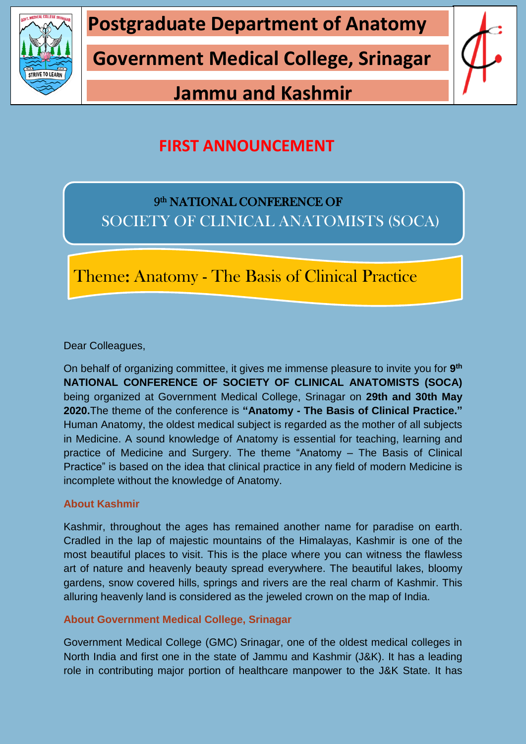# Postgraduate Department of Anatomy

# Government Medical College, Srinagar

# Jammu and Kashmir

## FIRST ANNOUNCEMENT

## 9th NATIONAL CONFERENCE OF SOCIETY OF CLINICAL ANATOMISTS (SOCA)

### Theme: Anatomy - The Basis of Clinical Practice

Dear Colleagues,

On behalf of organizing committee, it gives me immense pleasure to invite you for **9th NATIONAL CONFERENCE OF SOCIETY OF CLINICAL ANATOMISTS (SOCA)** being organized at Government Medical College, Srinagar on **29th and 30th May 2020.**The theme of the conference is **"Anatomy - The Basis of Clinical Practice."** Human Anatomy, the oldest medical subject is regarded as the mother of all subjects in Medicine. A sound knowledge of Anatomy is essential for teaching, learning and practice of Medicine and Surgery. The theme "Anatomy – The Basis of Clinical Practice" is based on the idea that clinical practice in any field of modern Medicine is incomplete without the knowledge of Anatomy.

### About Kashmir

Kashmir, throughout the ages has remained another name for paradise on earth. Cradled in the lap of majestic mountains of the Himalayas, Kashmir is one of the most beautiful places to visit. This is the place where you can witness the flawless art of nature and heavenly beauty spread everywhere. The beautiful lakes, bloomy gardens, snow covered hills, springs and rivers are the real charm of Kashmir. This alluring heavenly land is considered as the jeweled crown on the map of India.

### About Government Medical College, Srinagar

Government Medical College (GMC) Srinagar, one of the oldest medical colleges in North India and first one in the state of Jammu and Kashmir (J&K). It has a leading role in contributing major portion of healthcare manpower to the J&K State. It has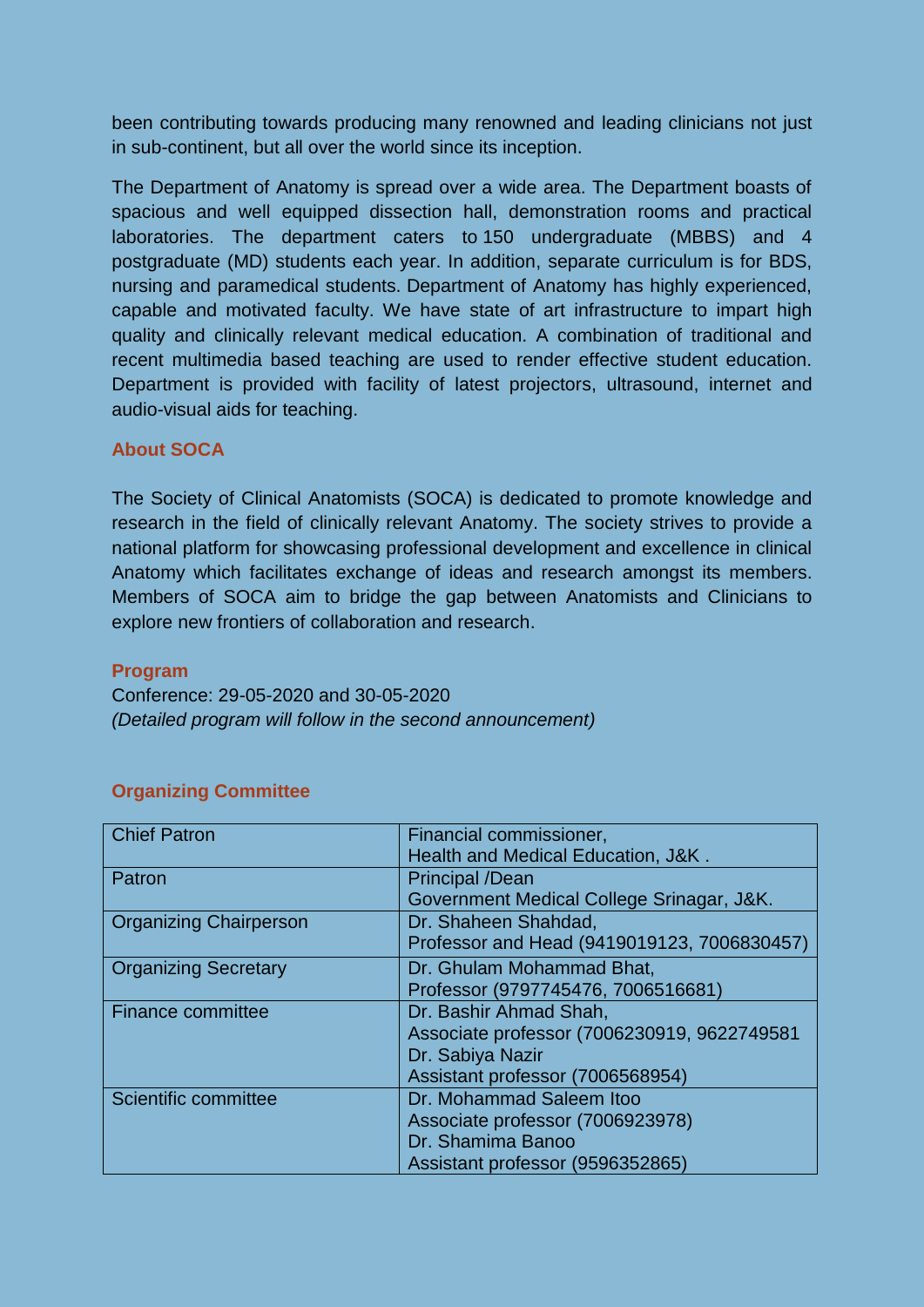been contributing towards producing many renowned and leading clinicians not just in sub-continent, but all over the world since its inception.

The Department of Anatomy is spread over a wide area. The Department boasts of spacious and well equipped dissection hall, demonstration rooms and practical laboratories. The department caters to 150 undergraduate (MBBS) and 4 postgraduate (MD) students each year. In addition, separate curriculum is for BDS, nursing and paramedical students. Department of Anatomy has highly experienced, capable and motivated faculty. We have state of art infrastructure to impart high quality and clinically relevant medical education. A combination of traditional and recent multimedia based teaching are used to render effective student education. Department is provided with facility of latest projectors, ultrasound, internet and audio-visual aids for teaching.

## About SOCA

The Society of Clinical Anatomists (SOCA) is dedicated to promote knowledge and research in the field of clinically relevant Anatomy. The society strives to provide a national platform for showcasing professional development and excellence in clinical Anatomy which facilitates exchange of ideas and research amongst its members. Members of SOCA aim to bridge the gap between Anatomists and Clinicians to explore new frontiers of collaboration and research.

## Program

Conference: 29-05-2020 and 30-05-2020
*(Detailed program will follow in the second announcement)*

## Organizing Committee

| Chief Patron | Financial commissioner, Health and Medical Education, J&K . |
|---|---|
| Patron | Principal /Dean Government Medical College Srinagar, J&K. |
| Organizing Chairperson | Dr. Shaheen Shahdad, Professor and Head (9419019123, 7006830457) |
| Organizing Secretary | Dr. Ghulam Mohammad Bhat, Professor (9797745476, 7006516681) |
| Finance committee | Dr. Bashir Ahmad Shah, Associate professor (7006230919, 9622749581 Dr. Sabiya Nazir Assistant professor (7006568954) |
| Scientific committee | Dr. Mohammad Saleem Itoo Associate professor (7006923978) Dr. Shamima Banoo Assistant professor (9596352865) |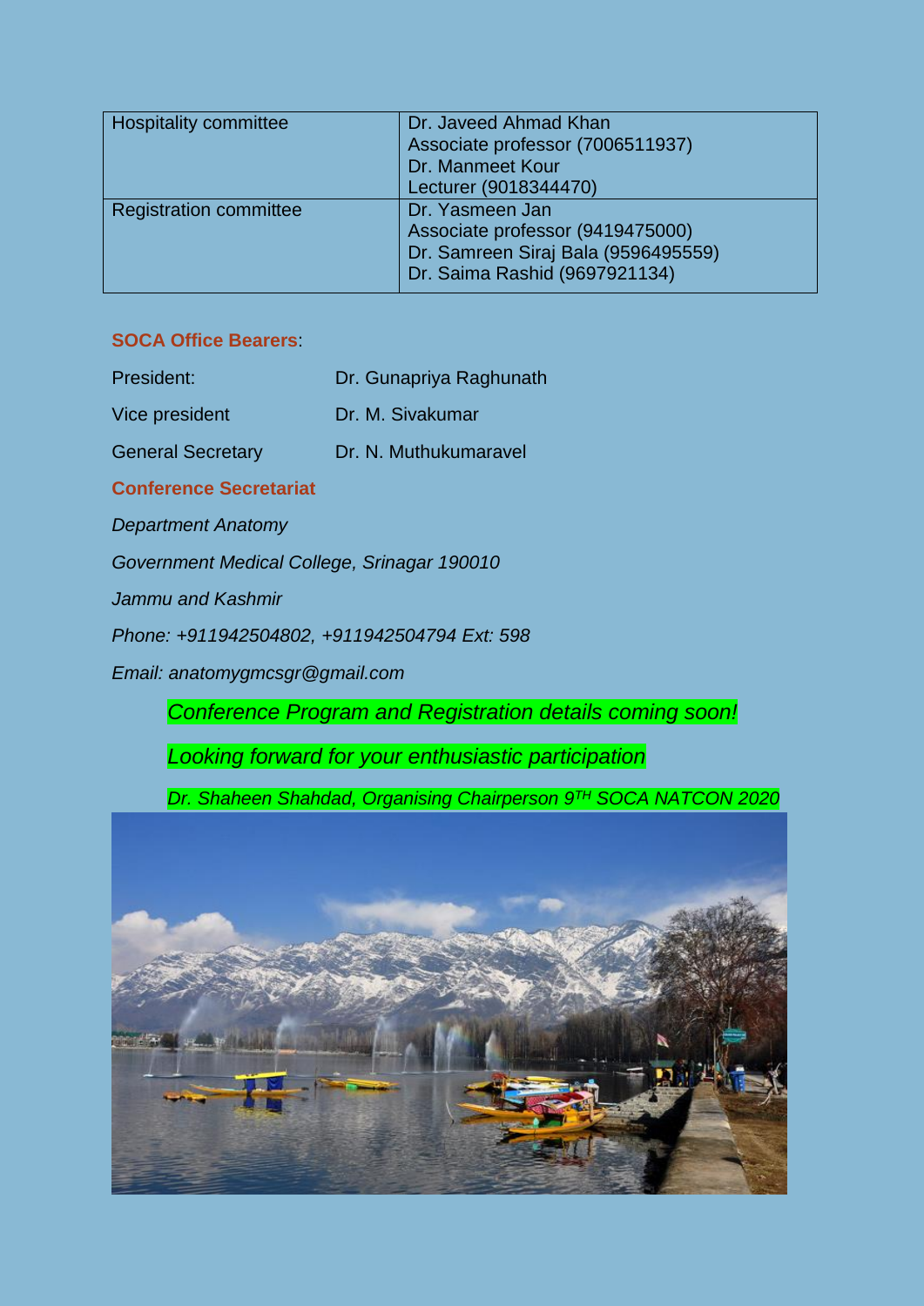| | |
|---|---|
| Hospitality committee | Dr. Javeed Ahmad Khan<br>Associate professor (7006511937)<br>Dr. Manmeet Kour<br>Lecturer (9018344470) |
| Registration committee | Dr. Yasmeen Jan<br>Associate professor (9419475000)<br>Dr. Samreen Siraj Bala (9596495559)<br>Dr. Saima Rashid (9697921134) |

**SOCA Office Bearers**:

| | |
|---|---|
| President: | Dr. Gunapriya Raghunath |
| Vice president | Dr. M. Sivakumar |
| General Secretary | Dr. N. Muthukumaravel |

**Conference Secretariat**

*Department Anatomy*

*Government Medical College, Srinagar 190010*

*Jammu and Kashmir*

*Phone: +911942504802, +911942504794 Ext: 598*

*Email: anatomygmcsgr@gmail.com*

*Conference Program and Registration details coming soon!*

*Looking forward for your enthusiastic participation*

*Dr. Shaheen Shahdad, Organising Chairperson 9TH SOCA NATCON 2020*